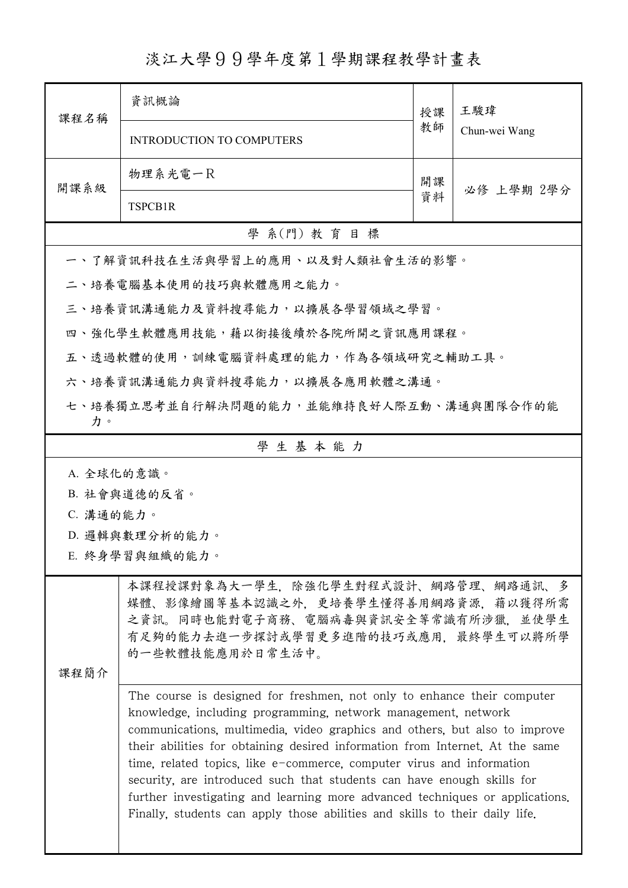# 淡江大學９９學年度第１學期課程教學計畫表

| 課程名稱 | 資訊概論 | 授課教師 | 王駿瑋 |
|---|---|---|---|
| | INTRODUCTION TO COMPUTERS | | Chun-wei Wang |
| 開課系級 | 物理系光電一R | 開課資料 | 必修 上學期 2學分 |
| | TSPCB1R | | |

## 學 系(門) 教 育 目 標

一、了解資訊科技在生活與學習上的應用、以及對人類社會生活的影響。

二、培養電腦基本使用的技巧與軟體應用之能力。

三、培養資訊溝通能力及資料搜尋能力，以擴展各學習領域之學習。

四、強化學生軟體應用技能，藉以銜接後續於各院所開之資訊應用課程。

五、透過軟體的使用，訓練電腦資料處理的能力，作為各領域研究之輔助工具。

六、培養資訊溝通能力與資料搜尋能力，以擴展各應用軟體之溝通。

七、培養獨立思考並自行解決問題的能力，並能維持良好人際互動、溝通與團隊合作的能力。

## 學 生 基 本 能 力

A. 全球化的意識。

B. 社會與道德的反省。

C. 溝通的能力。

D. 邏輯與數理分析的能力。

E. 終身學習與組織的能力。

## 課程簡介

本課程授課對象為大一學生，除強化學生對程式設計、網路管理、網路通訊、多媒體、影像繪圖等基本認識之外，更培養學生懂得善用網路資源，藉以獲得所需之資訊。同時也能對電子商務、電腦病毒與資訊安全等常識有所涉獵，並使學生有足夠的能力去進一步探討或學習更多進階的技巧或應用，最終學生可以將所學的一些軟體技能應用於日常生活中。

The course is designed for freshmen, not only to enhance their computer knowledge, including programming, network management, network communications, multimedia, video graphics and others, but also to improve their abilities for obtaining desired information from Internet. At the same time, related topics, like e-commerce, computer virus and information security, are introduced such that students can have enough skills for further investigating and learning more advanced techniques or applications. Finally, students can apply those abilities and skills to their daily life.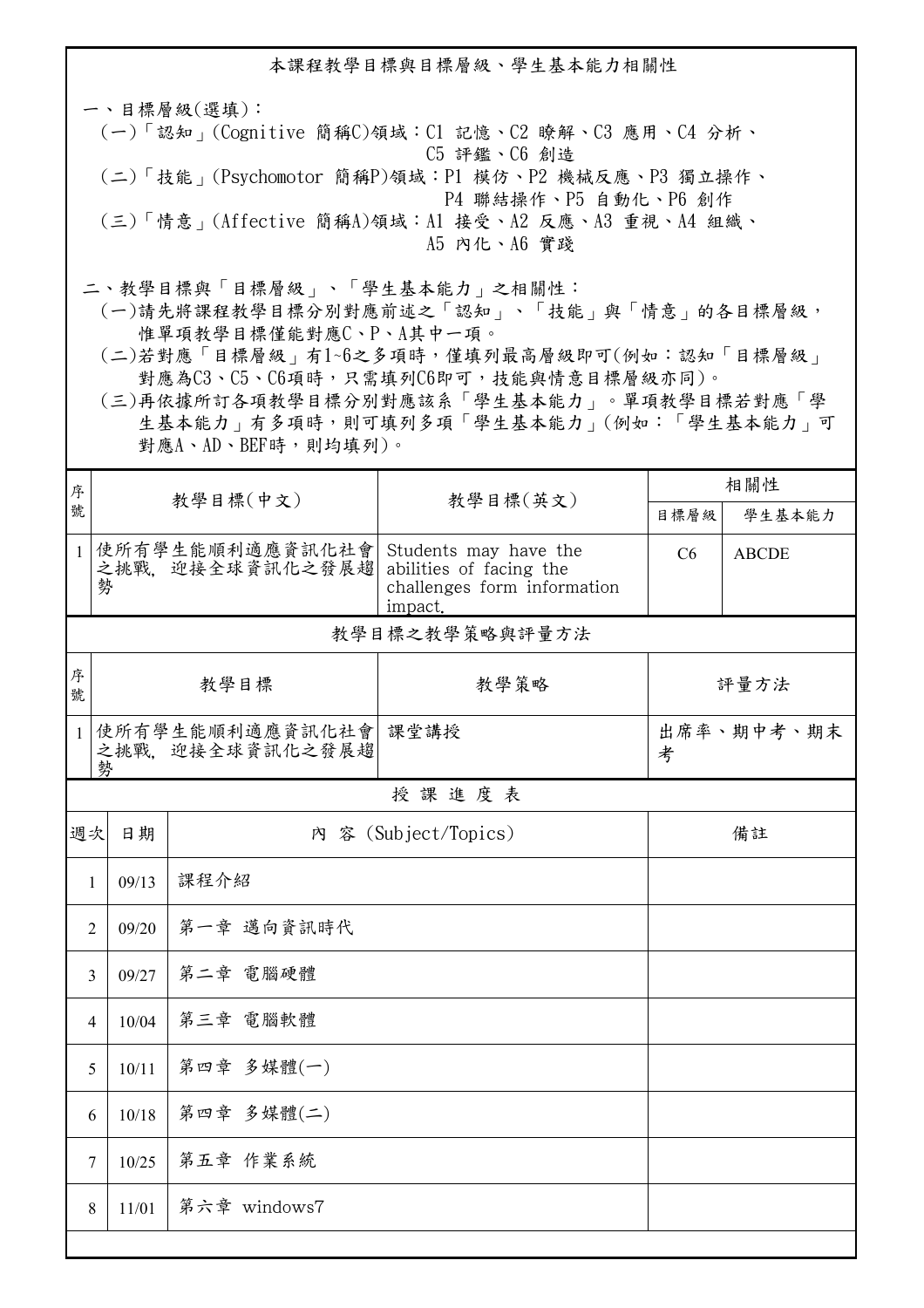## 本課程教學目標與目標層級、學生基本能力相關性

一、目標層級(選填)：

(一)「認知」(Cognitive 簡稱C)領域：C1 記憶、C2 瞭解、C3 應用、C4 分析、C5 評鑑、C6 創造

(二)「技能」(Psychomotor 簡稱P)領域：P1 模仿、P2 機械反應、P3 獨立操作、P4 聯結操作、P5 自動化、P6 創作

(三)「情意」(Affective 簡稱A)領域：A1 接受、A2 反應、A3 重視、A4 組織、A5 內化、A6 實踐

二、教學目標與「目標層級」、「學生基本能力」之相關性：

(一)請先將課程教學目標分別對應前述之「認知」、「技能」與「情意」的各目標層級，惟單項教學目標僅能對應C、P、A其中一項。

(二)若對應「目標層級」有1~6之多項時，僅填列最高層級即可(例如：認知「目標層級」對應為C3、C5、C6項時，只需填列C6即可，技能與情意目標層級亦同)。

(三)再依據所訂各項教學目標分別對應該系「學生基本能力」。單項教學目標若對應「學生基本能力」有多項時，則可填列多項「學生基本能力」(例如：「學生基本能力」可對應A、AD、BEF時，則均填列)。

| 序號 | 教學目標(中文) | 教學目標(英文) | 相關性 | |
|---|---|---|---|---|
| | | | 目標層級 | 學生基本能力 |
| 1 | 使所有學生能順利適應資訊化社會之挑戰, 迎接全球資訊化之發展趨勢 | Students may have the abilities of facing the challenges form information impact. | C6 | ABCDE |

### 教學目標之教學策略與評量方法

| 序號 | 教學目標 | 教學策略 | 評量方法 |
|---|---|---|---|
| 1 | 使所有學生能順利適應資訊化社會之挑戰, 迎接全球資訊化之發展趨勢 | 課堂講授 | 出席率、期中考、期末考 |

### 授 課 進 度 表

| 週次 | 日期 | 內 容 (Subject/Topics) | 備註 |
|---|---|---|---|
| 1 | 09/13 | 課程介紹 | |
| 2 | 09/20 | 第一章 邁向資訊時代 | |
| 3 | 09/27 | 第二章 電腦硬體 | |
| 4 | 10/04 | 第三章 電腦軟體 | |
| 5 | 10/11 | 第四章 多媒體(一) | |
| 6 | 10/18 | 第四章 多媒體(二) | |
| 7 | 10/25 | 第五章 作業系統 | |
| 8 | 11/01 | 第六章 windows7 | |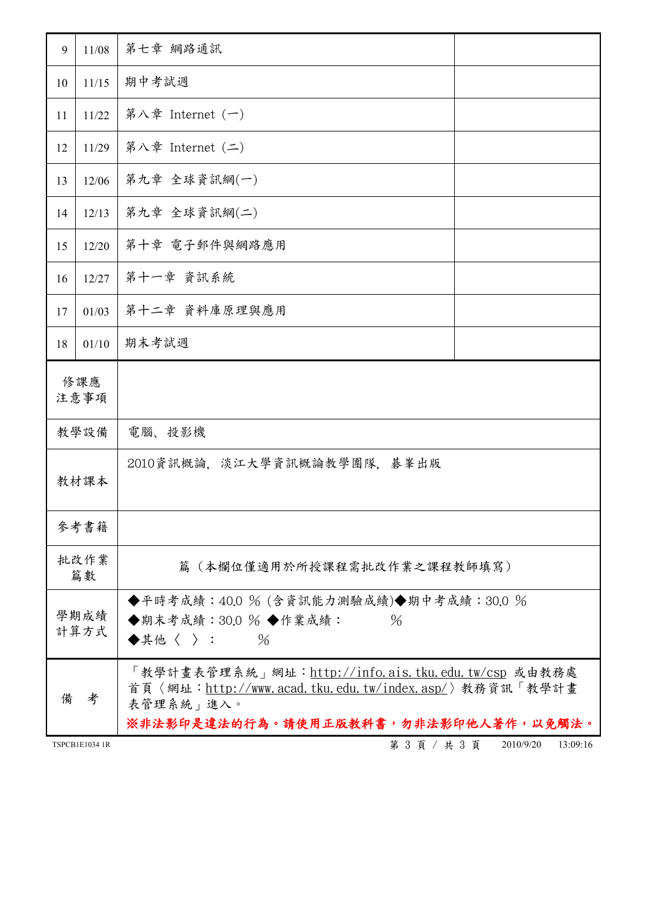| | | | |
|---|---|---|---|
| 9 | 11/08 | 第七章 網路通訊 | |
| 10 | 11/15 | 期中考試週 | |
| 11 | 11/22 | 第八章 Internet (一) | |
| 12 | 11/29 | 第八章 Internet (二) | |
| 13 | 12/06 | 第九章 全球資訊網(一) | |
| 14 | 12/13 | 第九章 全球資訊網(二) | |
| 15 | 12/20 | 第十章 電子郵件與網路應用 | |
| 16 | 12/27 | 第十一章 資訊系統 | |
| 17 | 01/03 | 第十二章 資料庫原理與應用 | |
| 18 | 01/10 | 期末考試週 | |

| | |
|---|---|
| 修課應注意事項 | |
| 教學設備 | 電腦、投影機 |
| 教材課本 | 2010資訊概論, 淡江大學資訊概論教學團隊, 碁峯出版 |
| 參考書籍 | |
| 批改作業篇數 | 篇（本欄位僅適用於所授課程需批改作業之課程教師填寫） |
| 學期成績計算方式 | ◆平時考成績：40.0 ％ (含資訊能力測驗成績)◆期中考成績：30.0 ％<br>◆期末考成績：30.0 ％ ◆作業成績：　　％<br>◆其他〈 〉：　　％ |
| 備　考 | 「教學計畫表管理系統」網址：http://info.ais.tku.edu.tw/csp 或由教務處首頁〈網址：http://www.acad.tku.edu.tw/index.asp/〉教務資訊「教學計畫表管理系統」進入。<br>**※非法影印是違法的行為。請使用正版教科書，勿非法影印他人著作，以免觸法。** |

TSPCB1E1034 1R　　2010/9/20　13:09:16